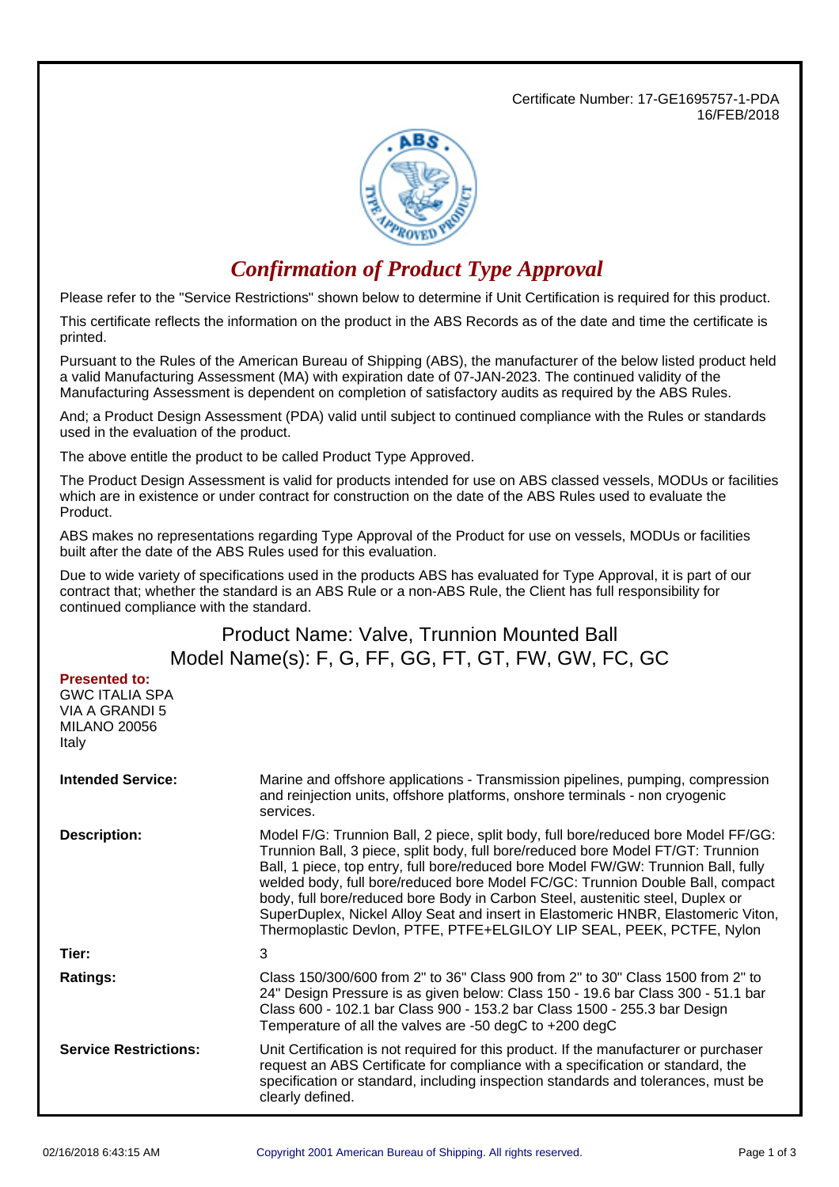Certificate Number: 17-GE1695757-1-PDA
16/FEB/2018

# *Confirmation of Product Type Approval*

Please refer to the "Service Restrictions" shown below to determine if Unit Certification is required for this product.

This certificate reflects the information on the product in the ABS Records as of the date and time the certificate is printed.

Pursuant to the Rules of the American Bureau of Shipping (ABS), the manufacturer of the below listed product held a valid Manufacturing Assessment (MA) with expiration date of 07-JAN-2023. The continued validity of the Manufacturing Assessment is dependent on completion of satisfactory audits as required by the ABS Rules.

And; a Product Design Assessment (PDA) valid until subject to continued compliance with the Rules or standards used in the evaluation of the product.

The above entitle the product to be called Product Type Approved.

The Product Design Assessment is valid for products intended for use on ABS classed vessels, MODUs or facilities which are in existence or under contract for construction on the date of the ABS Rules used to evaluate the Product.

ABS makes no representations regarding Type Approval of the Product for use on vessels, MODUs or facilities built after the date of the ABS Rules used for this evaluation.

Due to wide variety of specifications used in the products ABS has evaluated for Type Approval, it is part of our contract that; whether the standard is an ABS Rule or a non-ABS Rule, the Client has full responsibility for continued compliance with the standard.

## Product Name: Valve, Trunnion Mounted Ball
## Model Name(s): F, G, FF, GG, FT, GT, FW, GW, FC, GC

**Presented to:**
GWC ITALIA SPA
VIA A GRANDI 5
MILANO 20056
Italy

| | |
|---|---|
| **Intended Service:** | Marine and offshore applications - Transmission pipelines, pumping, compression and reinjection units, offshore platforms, onshore terminals - non cryogenic services. |
| **Description:** | Model F/G: Trunnion Ball, 2 piece, split body, full bore/reduced bore Model FF/GG: Trunnion Ball, 3 piece, split body, full bore/reduced bore Model FT/GT: Trunnion Ball, 1 piece, top entry, full bore/reduced bore Model FW/GW: Trunnion Ball, fully welded body, full bore/reduced bore Model FC/GC: Trunnion Double Ball, compact body, full bore/reduced bore Body in Carbon Steel, austenitic steel, Duplex or SuperDuplex, Nickel Alloy Seat and insert in Elastomeric HNBR, Elastomeric Viton, Thermoplastic Devlon, PTFE, PTFE+ELGILOY LIP SEAL, PEEK, PCTFE, Nylon |
| **Tier:** | 3 |
| **Ratings:** | Class 150/300/600 from 2" to 36" Class 900 from 2" to 30" Class 1500 from 2" to 24" Design Pressure is as given below: Class 150 - 19.6 bar Class 300 - 51.1 bar Class 600 - 102.1 bar Class 900 - 153.2 bar Class 1500 - 255.3 bar Design Temperature of all the valves are -50 degC to +200 degC |
| **Service Restrictions:** | Unit Certification is not required for this product. If the manufacturer or purchaser request an ABS Certificate for compliance with a specification or standard, the specification or standard, including inspection standards and tolerances, must be clearly defined. |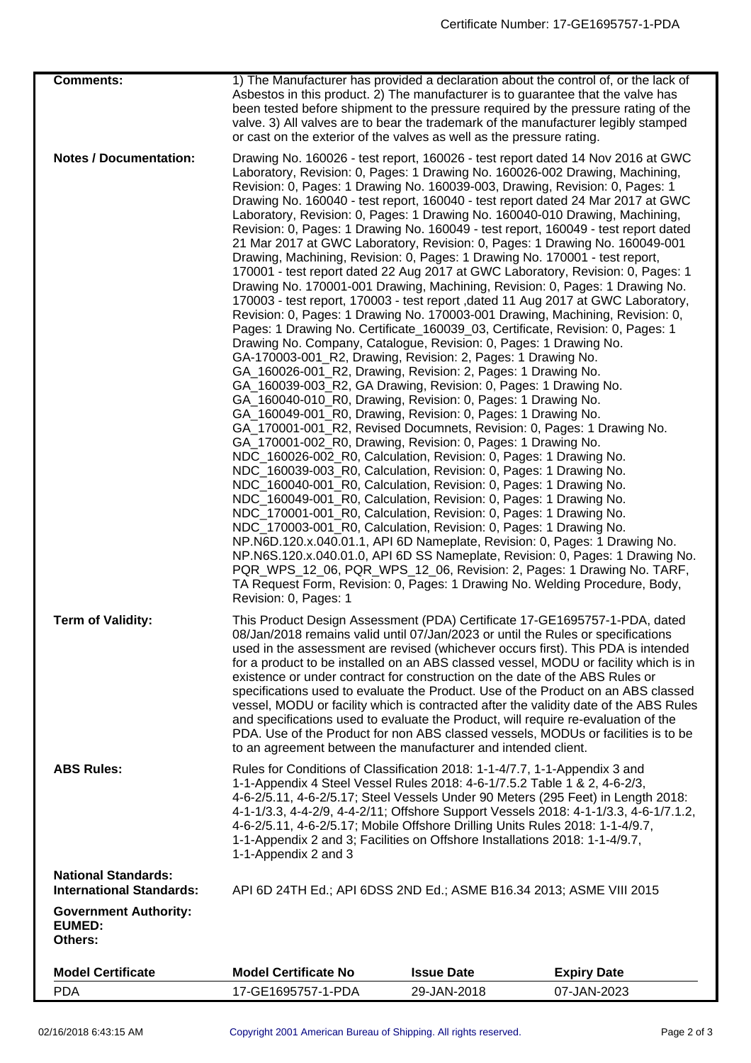| | |
|---|---|
| **Comments:** | 1) The Manufacturer has provided a declaration about the control of, or the lack of Asbestos in this product. 2) The manufacturer is to guarantee that the valve has been tested before shipment to the pressure required by the pressure rating of the valve. 3) All valves are to bear the trademark of the manufacturer legibly stamped or cast on the exterior of the valves as well as the pressure rating. |
| **Notes / Documentation:** | Drawing No. 160026 - test report, 160026 - test report dated 14 Nov 2016 at GWC Laboratory, Revision: 0, Pages: 1 Drawing No. 160026-002 Drawing, Machining, Revision: 0, Pages: 1 Drawing No. 160039-003, Drawing, Revision: 0, Pages: 1 Drawing No. 160040 - test report, 160040 - test report dated 24 Mar 2017 at GWC Laboratory, Revision: 0, Pages: 1 Drawing No. 160040-010 Drawing, Machining, Revision: 0, Pages: 1 Drawing No. 160049 - test report, 160049 - test report dated 21 Mar 2017 at GWC Laboratory, Revision: 0, Pages: 1 Drawing No. 160049-001 Drawing, Machining, Revision: 0, Pages: 1 Drawing No. 170001 - test report, 170001 - test report dated 22 Aug 2017 at GWC Laboratory, Revision: 0, Pages: 1 Drawing No. 170001-001 Drawing, Machining, Revision: 0, Pages: 1 Drawing No. 170003 - test report, 170003 - test report ,dated 11 Aug 2017 at GWC Laboratory, Revision: 0, Pages: 1 Drawing No. 170003-001 Drawing, Machining, Revision: 0, Pages: 1 Drawing No. Certificate_160039_03, Certificate, Revision: 0, Pages: 1 Drawing No. Company, Catalogue, Revision: 0, Pages: 1 Drawing No. GA-170003-001_R2, Drawing, Revision: 2, Pages: 1 Drawing No. GA_160026-001_R2, Drawing, Revision: 2, Pages: 1 Drawing No. GA_160039-003_R2, GA Drawing, Revision: 0, Pages: 1 Drawing No. GA_160040-010_R0, Drawing, Revision: 0, Pages: 1 Drawing No. GA_160049-001_R0, Drawing, Revision: 0, Pages: 1 Drawing No. GA_170001-001_R2, Revised Documnets, Revision: 0, Pages: 1 Drawing No. GA_170001-002_R0, Drawing, Revision: 0, Pages: 1 Drawing No. NDC_160026-002_R0, Calculation, Revision: 0, Pages: 1 Drawing No. NDC_160039-003_R0, Calculation, Revision: 0, Pages: 1 Drawing No. NDC_160040-001_R0, Calculation, Revision: 0, Pages: 1 Drawing No. NDC_160049-001_R0, Calculation, Revision: 0, Pages: 1 Drawing No. NDC_170001-001_R0, Calculation, Revision: 0, Pages: 1 Drawing No. NDC_170003-001_R0, Calculation, Revision: 0, Pages: 1 Drawing No. NP.N6D.120.x.040.01.1, API 6D Nameplate, Revision: 0, Pages: 1 Drawing No. NP.N6S.120.x.040.01.0, API 6D SS Nameplate, Revision: 0, Pages: 1 Drawing No. PQR_WPS_12_06, PQR_WPS_12_06, Revision: 2, Pages: 1 Drawing No. TARF, TA Request Form, Revision: 0, Pages: 1 Drawing No. Welding Procedure, Body, Revision: 0, Pages: 1 |
| **Term of Validity:** | This Product Design Assessment (PDA) Certificate 17-GE1695757-1-PDA, dated 08/Jan/2018 remains valid until 07/Jan/2023 or until the Rules or specifications used in the assessment are revised (whichever occurs first). This PDA is intended for a product to be installed on an ABS classed vessel, MODU or facility which is in existence or under contract for construction on the date of the ABS Rules or specifications used to evaluate the Product. Use of the Product on an ABS classed vessel, MODU or facility which is contracted after the validity date of the ABS Rules and specifications used to evaluate the Product, will require re-evaluation of the PDA. Use of the Product for non ABS classed vessels, MODUs or facilities is to be to an agreement between the manufacturer and intended client. |
| **ABS Rules:** | Rules for Conditions of Classification 2018: 1-1-4/7.7, 1-1-Appendix 3 and 1-1-Appendix 4 Steel Vessel Rules 2018: 4-6-1/7.5.2 Table 1 & 2, 4-6-2/3, 4-6-2/5.11, 4-6-2/5.17; Steel Vessels Under 90 Meters (295 Feet) in Length 2018: 4-1-1/3.3, 4-4-2/9, 4-4-2/11; Offshore Support Vessels 2018: 4-1-1/3.3, 4-6-1/7.1.2, 4-6-2/5.11, 4-6-2/5.17; Mobile Offshore Drilling Units Rules 2018: 1-1-4/9.7, 1-1-Appendix 2 and 3; Facilities on Offshore Installations 2018: 1-1-4/9.7, 1-1-Appendix 2 and 3 |
| **National Standards:** **International Standards:** | API 6D 24TH Ed.; API 6DSS 2ND Ed.; ASME B16.34 2013; ASME VIII 2015 |
| **Government Authority:** **EUMED:** **Others:** | |

| **Model Certificate** | **Model Certificate No** | **Issue Date** | **Expiry Date** |
|---|---|---|---|
| PDA | 17-GE1695757-1-PDA | 29-JAN-2018 | 07-JAN-2023 |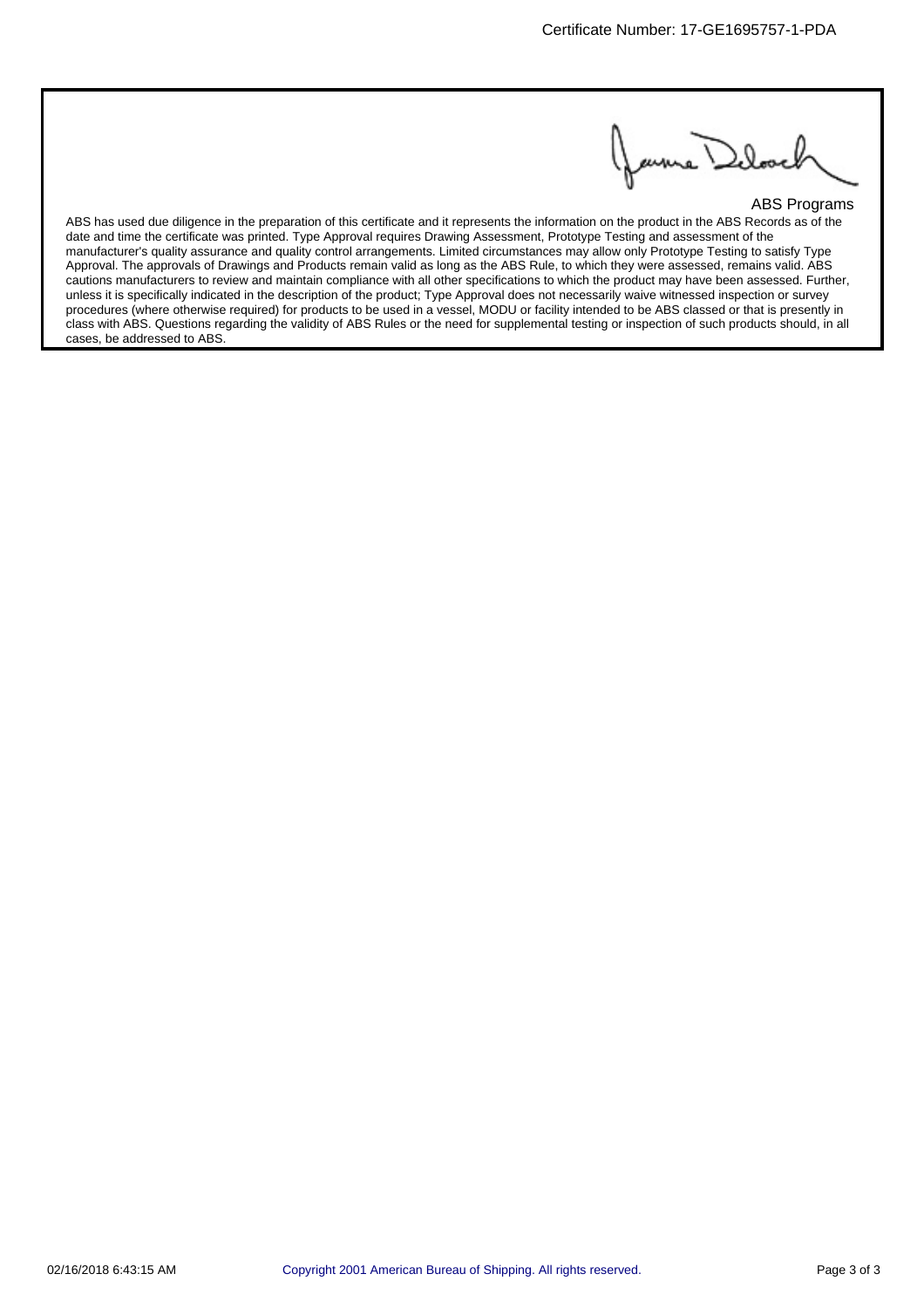Certificate Number: 17-GE1695757-1-PDA

ABS Programs

ABS has used due diligence in the preparation of this certificate and it represents the information on the product in the ABS Records as of the date and time the certificate was printed. Type Approval requires Drawing Assessment, Prototype Testing and assessment of the manufacturer's quality assurance and quality control arrangements. Limited circumstances may allow only Prototype Testing to satisfy Type Approval. The approvals of Drawings and Products remain valid as long as the ABS Rule, to which they were assessed, remains valid. ABS cautions manufacturers to review and maintain compliance with all other specifications to which the product may have been assessed. Further, unless it is specifically indicated in the description of the product; Type Approval does not necessarily waive witnessed inspection or survey procedures (where otherwise required) for products to be used in a vessel, MODU or facility intended to be ABS classed or that is presently in class with ABS. Questions regarding the validity of ABS Rules or the need for supplemental testing or inspection of such products should, in all cases, be addressed to ABS.

02/16/2018 6:43:15 AM

Copyright 2001 American Bureau of Shipping. All rights reserved.